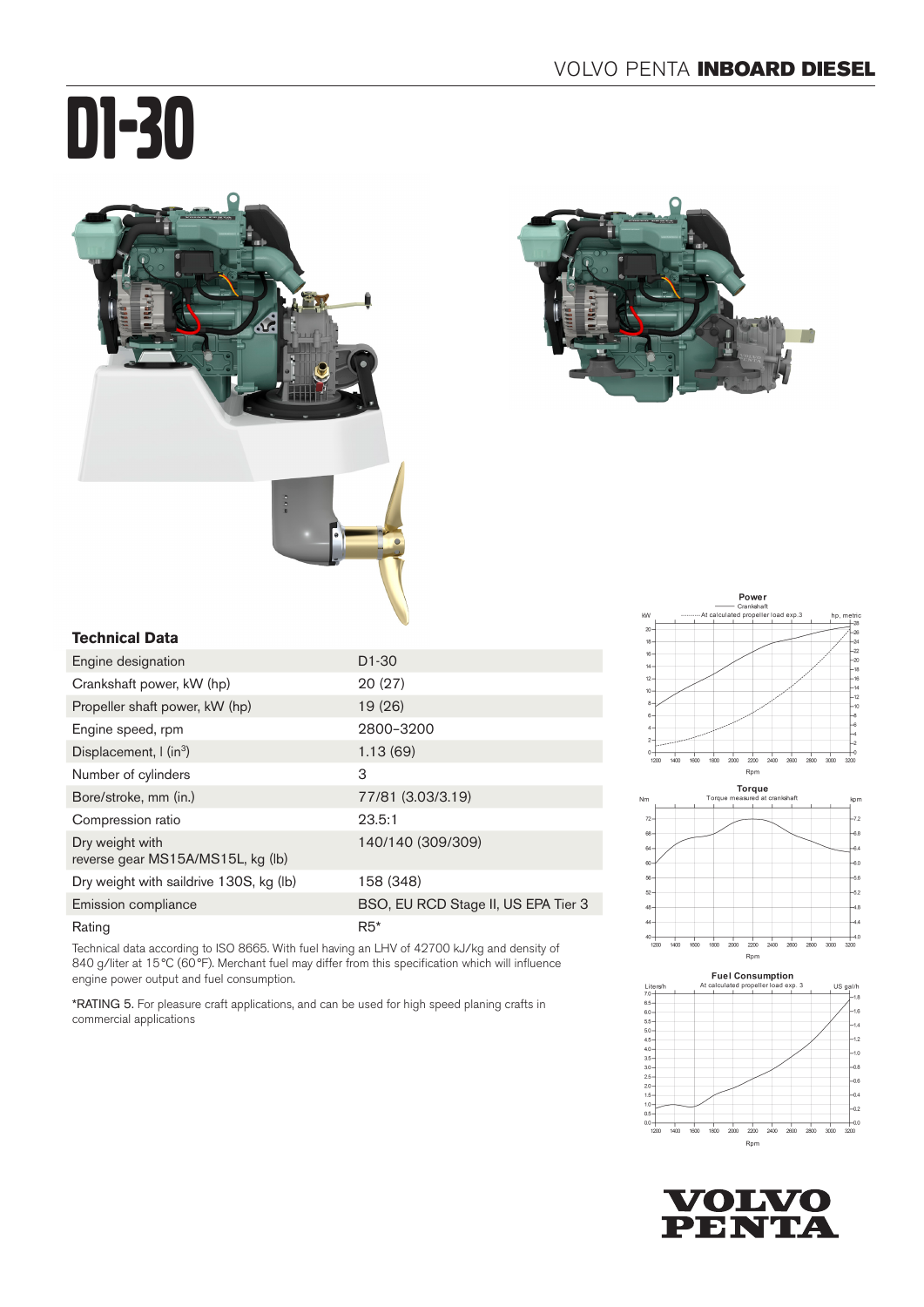# D1-30

### Technical Data

| Technical Data | |
|---|---|
| Engine designation | D1-30 |
| Crankshaft power, kW (hp) | 20 (27) |
| Propeller shaft power, kW (hp) | 19 (26) |
| Engine speed, rpm | 2800–3200 |
| Displacement, l (in$^3$) | 1.13 (69) |
| Number of cylinders | 3 |
| Bore/stroke, mm (in.) | 77/81 (3.03/3.19) |
| Compression ratio | 23.5:1 |
| Dry weight with reverse gear MS15A/MS15L, kg (lb) | 140/140 (309/309) |
| Dry weight with saildrive 130S, kg (lb) | 158 (348) |
| Emission compliance | BSO, EU RCD Stage II, US EPA Tier 3 |
| Rating | R5* |

Technical data according to ISO 8665. With fuel having an LHV of 42700 kJ/kg and density of 840 g/liter at 15°C (60°F). Merchant fuel may differ from this specification which will influence engine power output and fuel consumption.

*RATING 5. For pleasure craft applications, and can be used for high speed planing crafts in commercial applications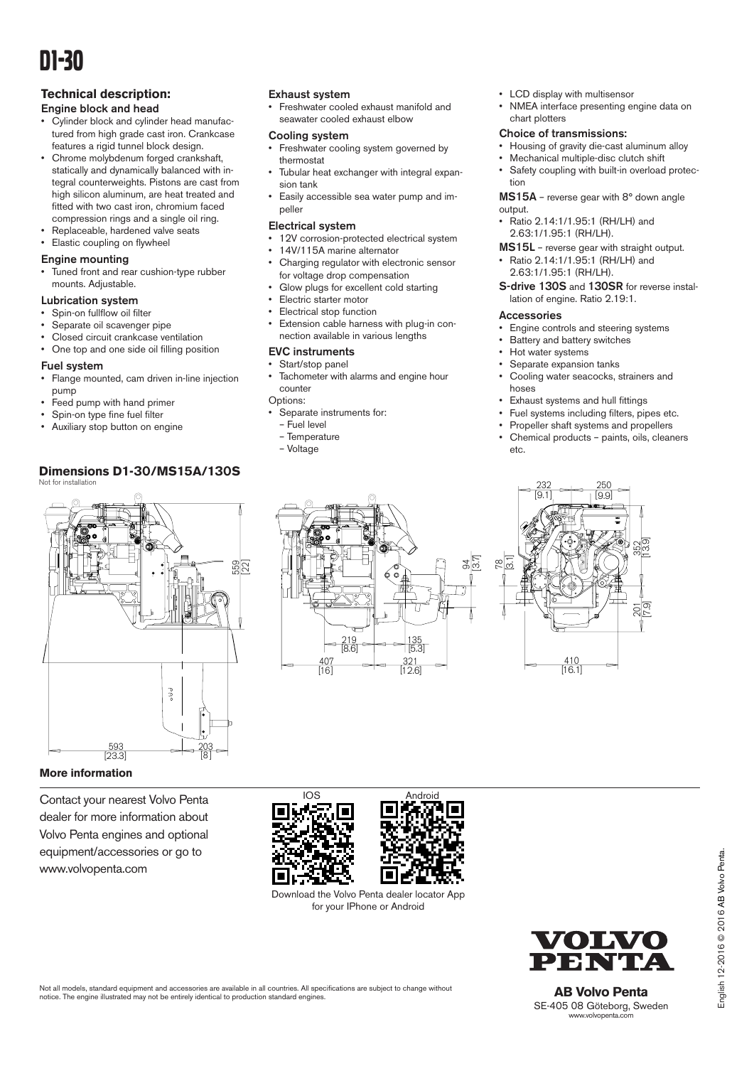# D1-30

## Technical description:

### Engine block and head

- Cylinder block and cylinder head manufactured from high grade cast iron. Crankcase features a rigid tunnel block design.
- Chrome molybdenum forged crankshaft, statically and dynamically balanced with integral counterweights. Pistons are cast from high silicon aluminum, are heat treated and fitted with two cast iron, chromium faced compression rings and a single oil ring.
- Replaceable, hardened valve seats
- Elastic coupling on flywheel

### Engine mounting

- Tuned front and rear cushion-type rubber mounts. Adjustable.

### Lubrication system

- Spin-on fullflow oil filter
- Separate oil scavenger pipe
- Closed circuit crankcase ventilation
- One top and one side oil filling position

### Fuel system

- Flange mounted, cam driven in-line injection pump
- Feed pump with hand primer
- Spin-on type fine fuel filter
- Auxiliary stop button on engine

### Exhaust system

- Freshwater cooled exhaust manifold and seawater cooled exhaust elbow

### Cooling system

- Freshwater cooling system governed by thermostat
- Tubular heat exchanger with integral expansion tank
- Easily accessible sea water pump and impeller

### Electrical system

- 12V corrosion-protected electrical system
- 14V/115A marine alternator
- Charging regulator with electronic sensor for voltage drop compensation
- Glow plugs for excellent cold starting
- Electric starter motor
- Electrical stop function
- Extension cable harness with plug-in connection available in various lengths

### EVC instruments

- Start/stop panel
- Tachometer with alarms and engine hour counter

Options:

- Separate instruments for:
  - Fuel level
  - Temperature
  - Voltage
- LCD display with multisensor
- NMEA interface presenting engine data on chart plotters

### Choice of transmissions:

- Housing of gravity die-cast aluminum alloy
- Mechanical multiple-disc clutch shift
- Safety coupling with built-in overload protection

**MS15A** – reverse gear with 8° down angle output.

- Ratio 2.14:1/1.95:1 (RH/LH) and 2.63:1/1.95:1 (RH/LH).

**MS15L** – reverse gear with straight output.

- Ratio 2.14:1/1.95:1 (RH/LH) and 2.63:1/1.95:1 (RH/LH).

**S-drive 130S** and **130SR** for reverse installation of engine. Ratio 2.19:1.

### Accessories

- Engine controls and steering systems
- Battery and battery switches
- Hot water systems
- Separate expansion tanks
- Cooling water seacocks, strainers and hoses
- Exhaust systems and hull fittings
- Fuel systems including filters, pipes etc.
- Propeller shaft systems and propellers
- Chemical products – paints, oils, cleaners etc.

## Dimensions D1-30/MS15A/130S

Not for installation

559 [22]
593 [23.3]
203 [8]
94 [3.7]
219 [8.6]
135 [5.3]
407 [16]
321 [12.6]
232 [9.1]
250 [9.9]
78 [3.1]
352 [13.9]
201 [7.9]
410 [16.1]

## More information

Contact your nearest Volvo Penta dealer for more information about Volvo Penta engines and optional equipment/accessories or go to www.volvopenta.com

IOS
Android

Download the Volvo Penta dealer locator App for your IPhone or Android

Not all models, standard equipment and accessories are available in all countries. All specifications are subject to change without notice. The engine illustrated may not be entirely identical to production standard engines.

**AB Volvo Penta**
SE-405 08 Göteborg, Sweden
www.volvopenta.com

English 12-2016 © 2016 AB Volvo Penta.